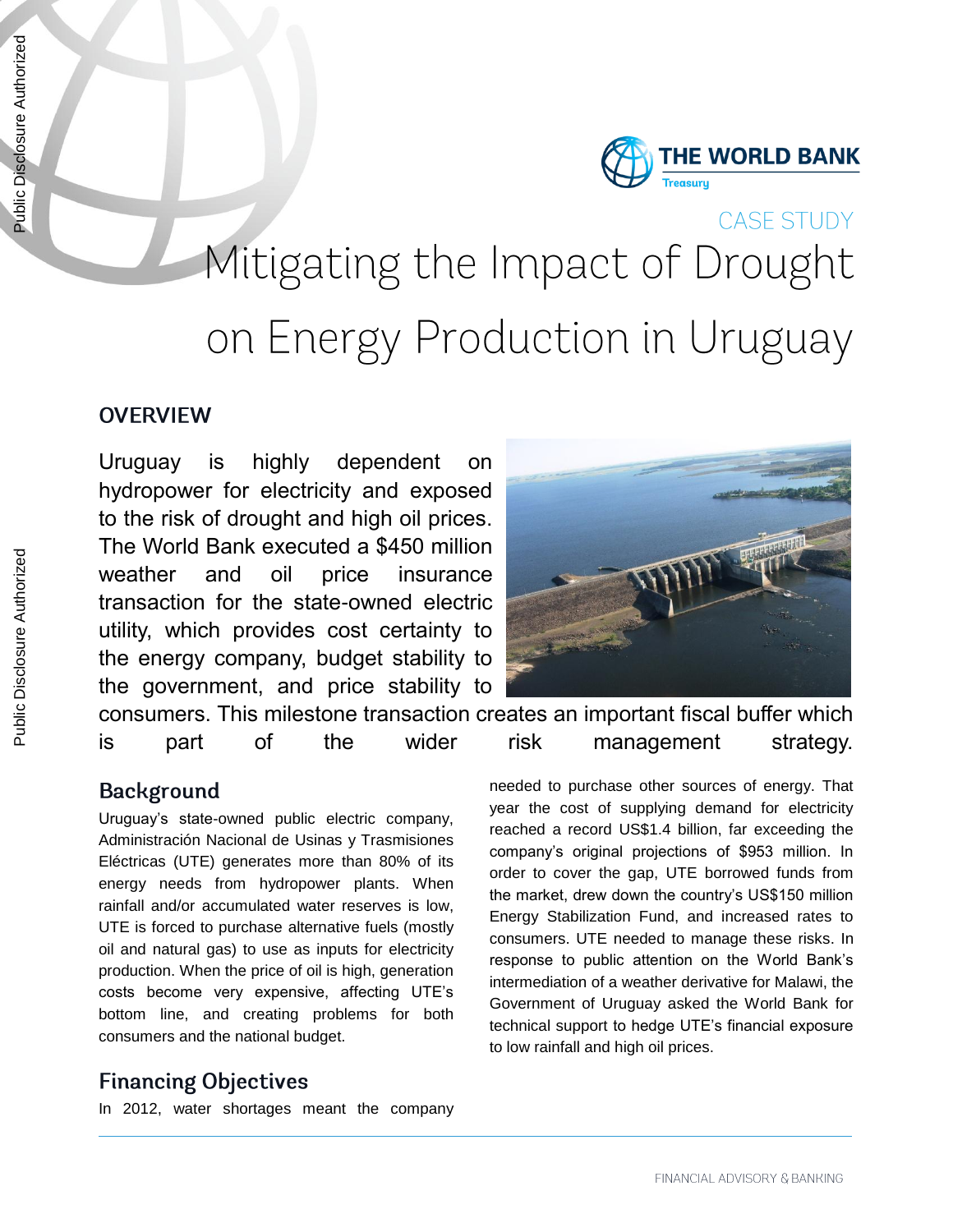THE WORLD BANK
Treasury

CASE STUDY

# Mitigating the Impact of Drought on Energy Production in Uruguay

## OVERVIEW

Uruguay is highly dependent on hydropower for electricity and exposed to the risk of drought and high oil prices. The World Bank executed a $450 million weather and oil price insurance transaction for the state-owned electric utility, which provides cost certainty to the energy company, budget stability to the government, and price stability to consumers. This milestone transaction creates an important fiscal buffer which is part of the wider risk management strategy.

## Background

Uruguay's state-owned public electric company, Administración Nacional de Usinas y Trasmisiones Eléctricas (UTE) generates more than 80% of its energy needs from hydropower plants. When rainfall and/or accumulated water reserves is low, UTE is forced to purchase alternative fuels (mostly oil and natural gas) to use as inputs for electricity production. When the price of oil is high, generation costs become very expensive, affecting UTE's bottom line, and creating problems for both consumers and the national budget.

## Financing Objectives

In 2012, water shortages meant the company needed to purchase other sources of energy. That year the cost of supplying demand for electricity reached a record US$1.4 billion, far exceeding the company's original projections of $953 million. In order to cover the gap, UTE borrowed funds from the market, drew down the country's US$150 million Energy Stabilization Fund, and increased rates to consumers. UTE needed to manage these risks. In response to public attention on the World Bank's intermediation of a weather derivative for Malawi, the Government of Uruguay asked the World Bank for technical support to hedge UTE's financial exposure to low rainfall and high oil prices.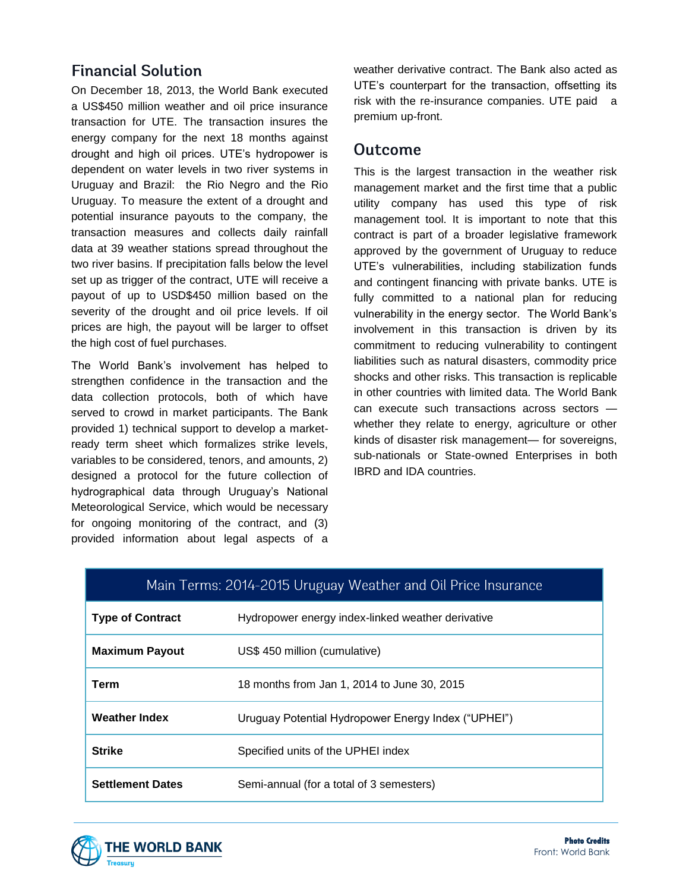## Financial Solution

On December 18, 2013, the World Bank executed a US$450 million weather and oil price insurance transaction for UTE. The transaction insures the energy company for the next 18 months against drought and high oil prices. UTE's hydropower is dependent on water levels in two river systems in Uruguay and Brazil: the Rio Negro and the Rio Uruguay. To measure the extent of a drought and potential insurance payouts to the company, the transaction measures and collects daily rainfall data at 39 weather stations spread throughout the two river basins. If precipitation falls below the level set up as trigger of the contract, UTE will receive a payout of up to USD$450 million based on the severity of the drought and oil price levels. If oil prices are high, the payout will be larger to offset the high cost of fuel purchases.

The World Bank's involvement has helped to strengthen confidence in the transaction and the data collection protocols, both of which have served to crowd in market participants. The Bank provided 1) technical support to develop a market-ready term sheet which formalizes strike levels, variables to be considered, tenors, and amounts, 2) designed a protocol for the future collection of hydrographical data through Uruguay's National Meteorological Service, which would be necessary for ongoing monitoring of the contract, and (3) provided information about legal aspects of a weather derivative contract. The Bank also acted as UTE's counterpart for the transaction, offsetting its risk with the re-insurance companies. UTE paid a premium up-front.

## Outcome

This is the largest transaction in the weather risk management market and the first time that a public utility company has used this type of risk management tool. It is important to note that this contract is part of a broader legislative framework approved by the government of Uruguay to reduce UTE's vulnerabilities, including stabilization funds and contingent financing with private banks. UTE is fully committed to a national plan for reducing vulnerability in the energy sector. The World Bank's involvement in this transaction is driven by its commitment to reducing vulnerability to contingent liabilities such as natural disasters, commodity price shocks and other risks. This transaction is replicable in other countries with limited data. The World Bank can execute such transactions across sectors — whether they relate to energy, agriculture or other kinds of disaster risk management— for sovereigns, sub-nationals or State-owned Enterprises in both IBRD and IDA countries.

| Main Terms: 2014-2015 Uruguay Weather and Oil Price Insurance | |
|---|---|
| **Type of Contract** | Hydropower energy index-linked weather derivative |
| **Maximum Payout** | US$ 450 million (cumulative) |
| **Term** | 18 months from Jan 1, 2014 to June 30, 2015 |
| **Weather Index** | Uruguay Potential Hydropower Energy Index ("UPHEI") |
| **Strike** | Specified units of the UPHEI index |
| **Settlement Dates** | Semi-annual (for a total of 3 semesters) |

**Photo Credits**
Front: World Bank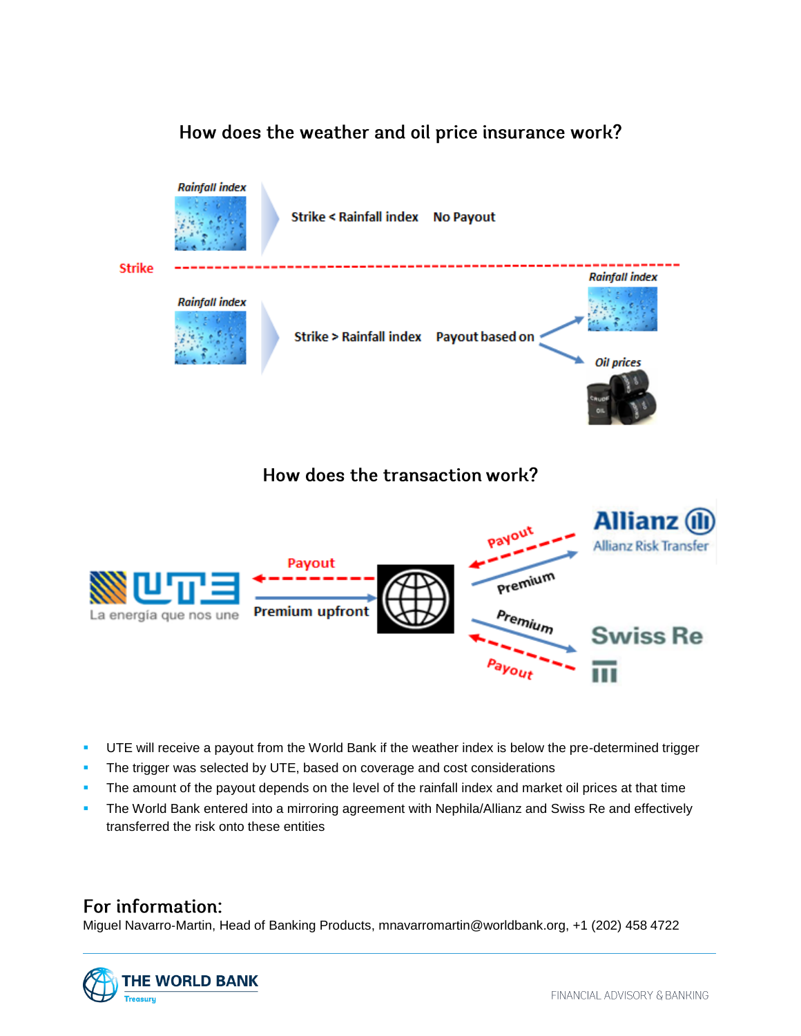## How does the weather and oil price insurance work?

Rainfall index

Strike < Rainfall index No Payout

Strike

Rainfall index

Strike > Rainfall index Payout based on

Rainfall index

Oil prices

## How does the transaction work?

UTE La energía que nos une

Payout

Premium upfront

Payout

Premium

Allianz Allianz Risk Transfer

Premium

Payout

Swiss Re

- UTE will receive a payout from the World Bank if the weather index is below the pre-determined trigger
- The trigger was selected by UTE, based on coverage and cost considerations
- The amount of the payout depends on the level of the rainfall index and market oil prices at that time
- The World Bank entered into a mirroring agreement with Nephila/Allianz and Swiss Re and effectively transferred the risk onto these entities

## For information:

Miguel Navarro-Martin, Head of Banking Products, mnavarromartin@worldbank.org, +1 (202) 458 4722